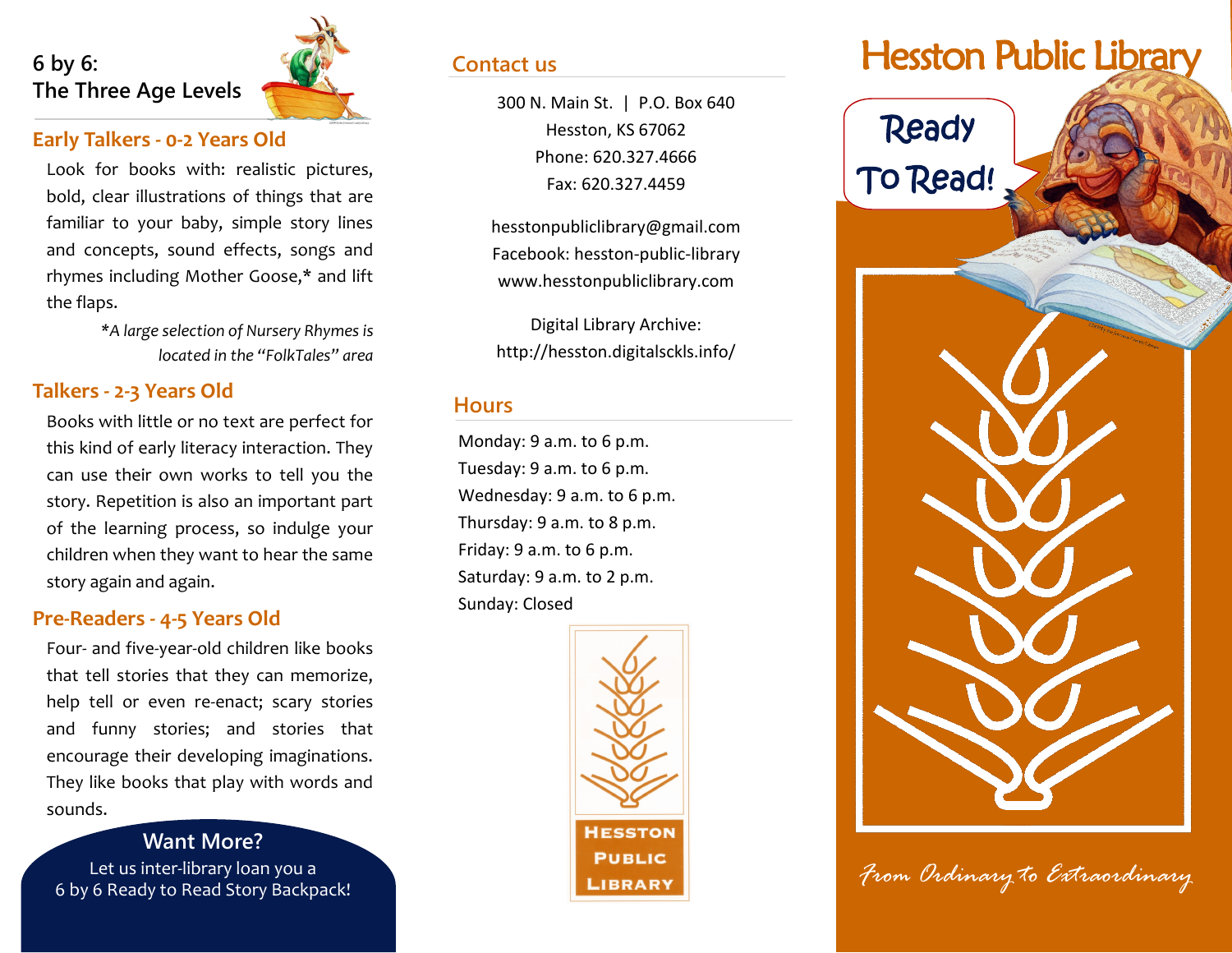## 6 by 6: The Three Age Levels

### Early Talkers - 0-2 Years Old

Look for books with: realistic pictures, bold, clear illustrations of things that are familiar to your baby, simple story lines and concepts, sound effects, songs and rhymes including Mother Goose,* and lift the flaps.

*\*A large selection of Nursery Rhymes is located in the "FolkTales" area*

### Talkers - 2-3 Years Old

Books with little or no text are perfect for this kind of early literacy interaction. They can use their own works to tell you the story. Repetition is also an important part of the learning process, so indulge your children when they want to hear the same story again and again.

### Pre-Readers - 4-5 Years Old

Four- and five-year-old children like books that tell stories that they can memorize, help tell or even re-enact; scary stories and funny stories; and stories that encourage their developing imaginations. They like books that play with words and sounds.

### Want More?

Let us inter-library loan you a
6 by 6 Ready to Read Story Backpack!

## Contact us

300 N. Main St. | P.O. Box 640
Hesston, KS 67062
Phone: 620.327.4666
Fax: 620.327.4459

hesstonpubliclibrary@gmail.com
Facebook: hesston-public-library
www.hesstonpubliclibrary.com

Digital Library Archive:
http://hesston.digitalsckls.info/

## Hours

Monday: 9 a.m. to 6 p.m.
Tuesday: 9 a.m. to 6 p.m.
Wednesday: 9 a.m. to 6 p.m.
Thursday: 9 a.m. to 8 p.m.
Friday: 9 a.m. to 6 p.m.
Saturday: 9 a.m. to 2 p.m.
Sunday: Closed

Hesston Public Library

# Hesston Public Library

Ready To Read!

*From Ordinary to Extraordinary*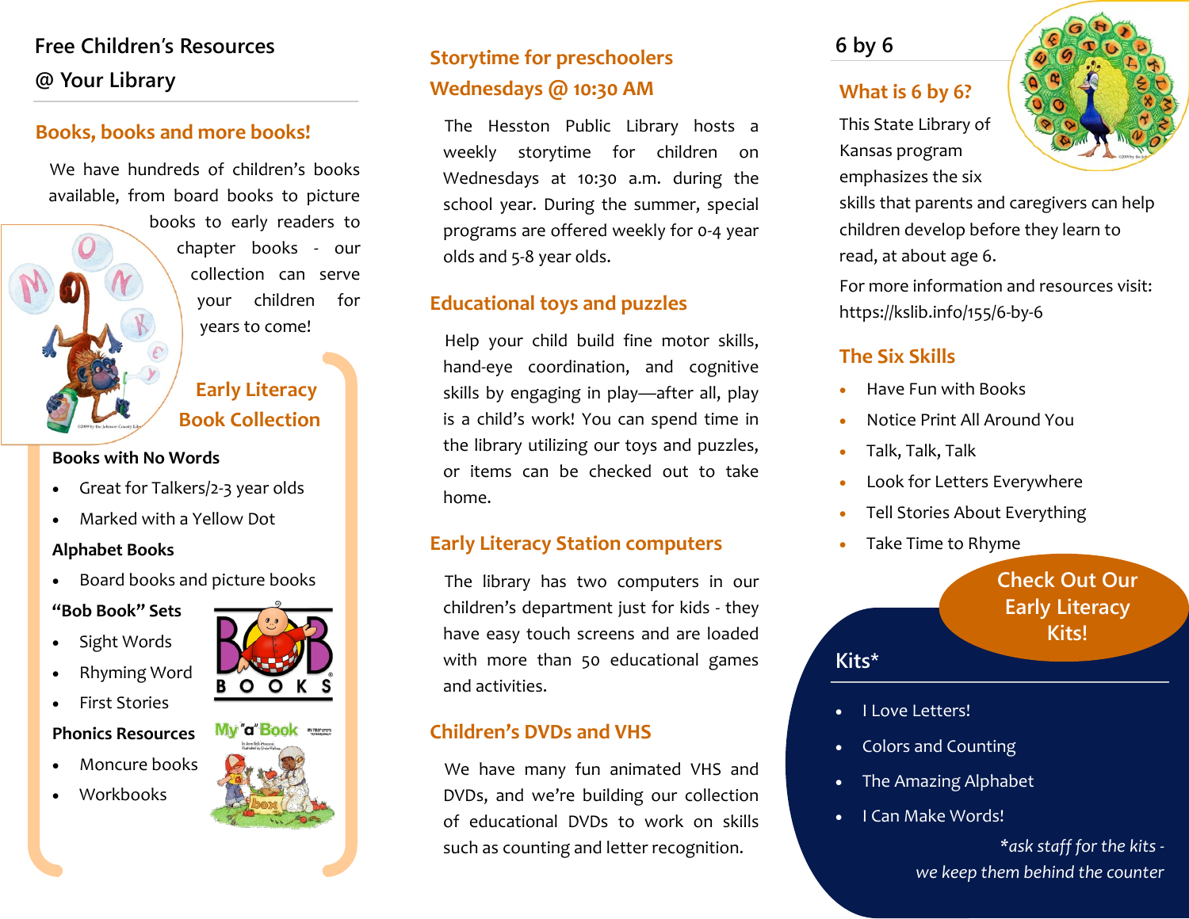# Free Children's Resources @ Your Library

## Books, books and more books!

We have hundreds of children's books available, from board books to picture books to early readers to chapter books - our collection can serve your children for years to come!

## Early Literacy Book Collection

**Books with No Words**

- Great for Talkers/2-3 year olds
- Marked with a Yellow Dot

**Alphabet Books**

- Board books and picture books

**"Bob Book" Sets**

- Sight Words
- Rhyming Word
- First Stories

**Phonics Resources**

- Moncure books
- Workbooks

## Storytime for preschoolers Wednesdays @ 10:30 AM

The Hesston Public Library hosts a weekly storytime for children on Wednesdays at 10:30 a.m. during the school year. During the summer, special programs are offered weekly for 0-4 year olds and 5-8 year olds.

## Educational toys and puzzles

Help your child build fine motor skills, hand-eye coordination, and cognitive skills by engaging in play—after all, play is a child's work! You can spend time in the library utilizing our toys and puzzles, or items can be checked out to take home.

## Early Literacy Station computers

The library has two computers in our children's department just for kids - they have easy touch screens and are loaded with more than 50 educational games and activities.

## Children's DVDs and VHS

We have many fun animated VHS and DVDs, and we're building our collection of educational DVDs to work on skills such as counting and letter recognition.

# 6 by 6

## What is 6 by 6?

This State Library of Kansas program emphasizes the six skills that parents and caregivers can help children develop before they learn to read, at about age 6.

For more information and resources visit: https://kslib.info/155/6-by-6

## The Six Skills

- Have Fun with Books
- Notice Print All Around You
- Talk, Talk, Talk
- Look for Letters Everywhere
- Tell Stories About Everything
- Take Time to Rhyme

## Check Out Our Early Literacy Kits*

- I Love Letters!
- Colors and Counting
- The Amazing Alphabet
- I Can Make Words!

*\*ask staff for the kits - we keep them behind the counter*